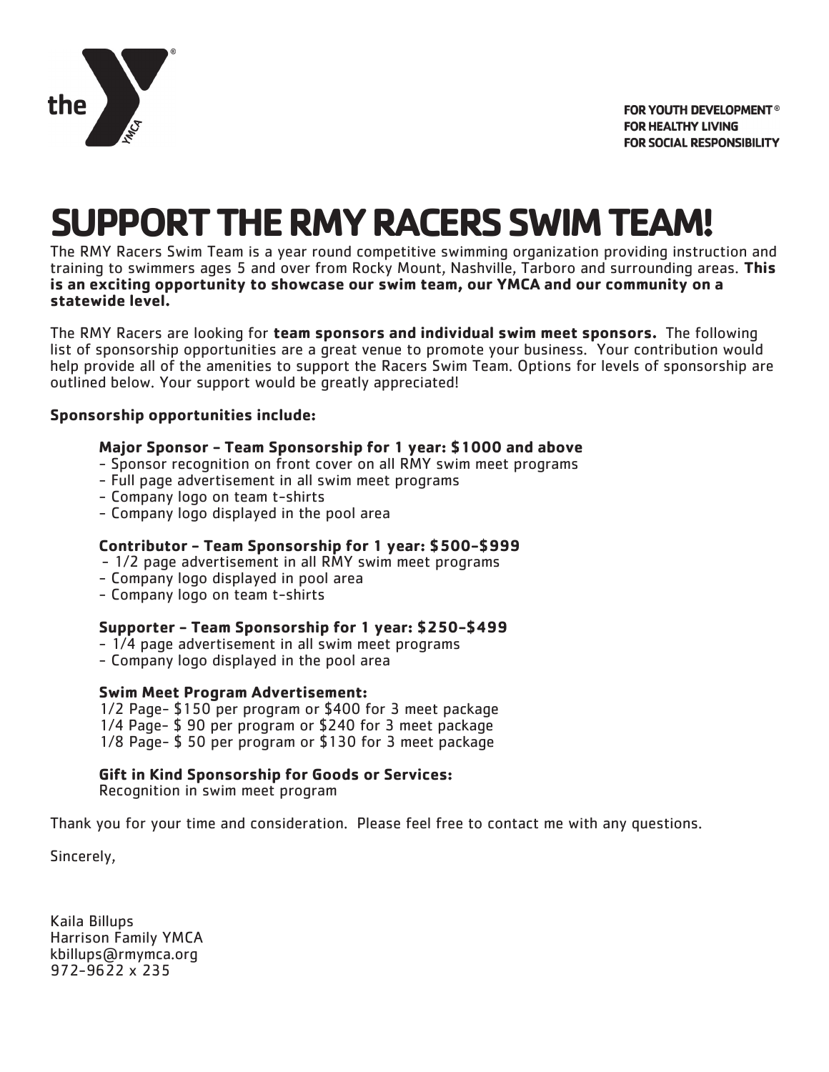the YMCA

**FOR YOUTH DEVELOPMENT®**
**FOR HEALTHY LIVING**
**FOR SOCIAL RESPONSIBILITY**

# SUPPORT THE RMY RACERS SWIM TEAM!

The RMY Racers Swim Team is a year round competitive swimming organization providing instruction and training to swimmers ages 5 and over from Rocky Mount, Nashville, Tarboro and surrounding areas. **This is an exciting opportunity to showcase our swim team, our YMCA and our community on a statewide level.**

The RMY Racers are looking for **team sponsors and individual swim meet sponsors.** The following list of sponsorship opportunities are a great venue to promote your business. Your contribution would help provide all of the amenities to support the Racers Swim Team. Options for levels of sponsorship are outlined below. Your support would be greatly appreciated!

**Sponsorship opportunities include:**

**Major Sponsor - Team Sponsorship for 1 year: $1000 and above**
- Sponsor recognition on front cover on all RMY swim meet programs
- Full page advertisement in all swim meet programs
- Company logo on team t-shirts
- Company logo displayed in the pool area

**Contributor - Team Sponsorship for 1 year: $500-$999**
- 1/2 page advertisement in all RMY swim meet programs
- Company logo displayed in pool area
- Company logo on team t-shirts

**Supporter - Team Sponsorship for 1 year: $250-$499**
- 1/4 page advertisement in all swim meet programs
- Company logo displayed in the pool area

**Swim Meet Program Advertisement:**
1/2 Page- $150 per program or $400 for 3 meet package
1/4 Page- $ 90 per program or $240 for 3 meet package
1/8 Page- $ 50 per program or $130 for 3 meet package

**Gift in Kind Sponsorship for Goods or Services:**
Recognition in swim meet program

Thank you for your time and consideration. Please feel free to contact me with any questions.

Sincerely,

Kaila Billups
Harrison Family YMCA
kbillups@rmymca.org
972-9622 x 235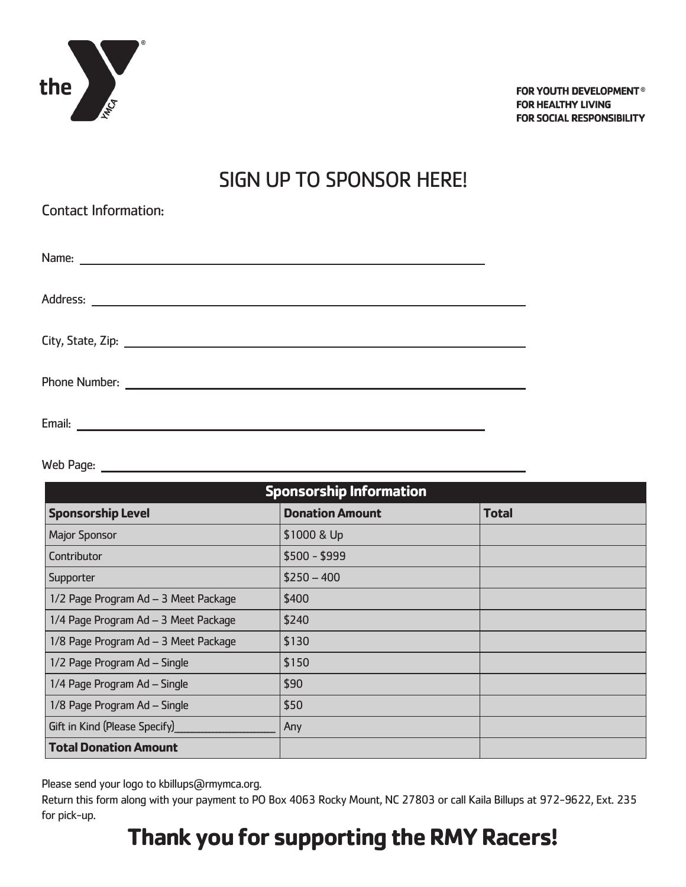the YMCA

FOR YOUTH DEVELOPMENT®
FOR HEALTHY LIVING
FOR SOCIAL RESPONSIBILITY

# SIGN UP TO SPONSOR HERE!

Contact Information:

Name: ____________________________________________

Address: ____________________________________________

City, State, Zip: ____________________________________________

Phone Number: ____________________________________________

Email: ____________________________________________

Web Page: ____________________________________________

| Sponsorship Information | | |
|---|---|---|
| **Sponsorship Level** | **Donation Amount** | **Total** |
| Major Sponsor | $1000 & Up | |
| Contributor | $500 - $999 | |
| Supporter | $250 – 400 | |
| 1/2 Page Program Ad – 3 Meet Package | $400 | |
| 1/4 Page Program Ad – 3 Meet Package | $240 | |
| 1/8 Page Program Ad – 3 Meet Package | $130 | |
| 1/2 Page Program Ad – Single | $150 | |
| 1/4 Page Program Ad – Single | $90 | |
| 1/8 Page Program Ad – Single | $50 | |
| Gift in Kind (Please Specify)___________________ | Any | |
| **Total Donation Amount** | | |

Please send your logo to kbillups@rmymca.org.

Return this form along with your payment to PO Box 4063 Rocky Mount, NC 27803 or call Kaila Billups at 972-9622, Ext. 235 for pick-up.

## Thank you for supporting the RMY Racers!